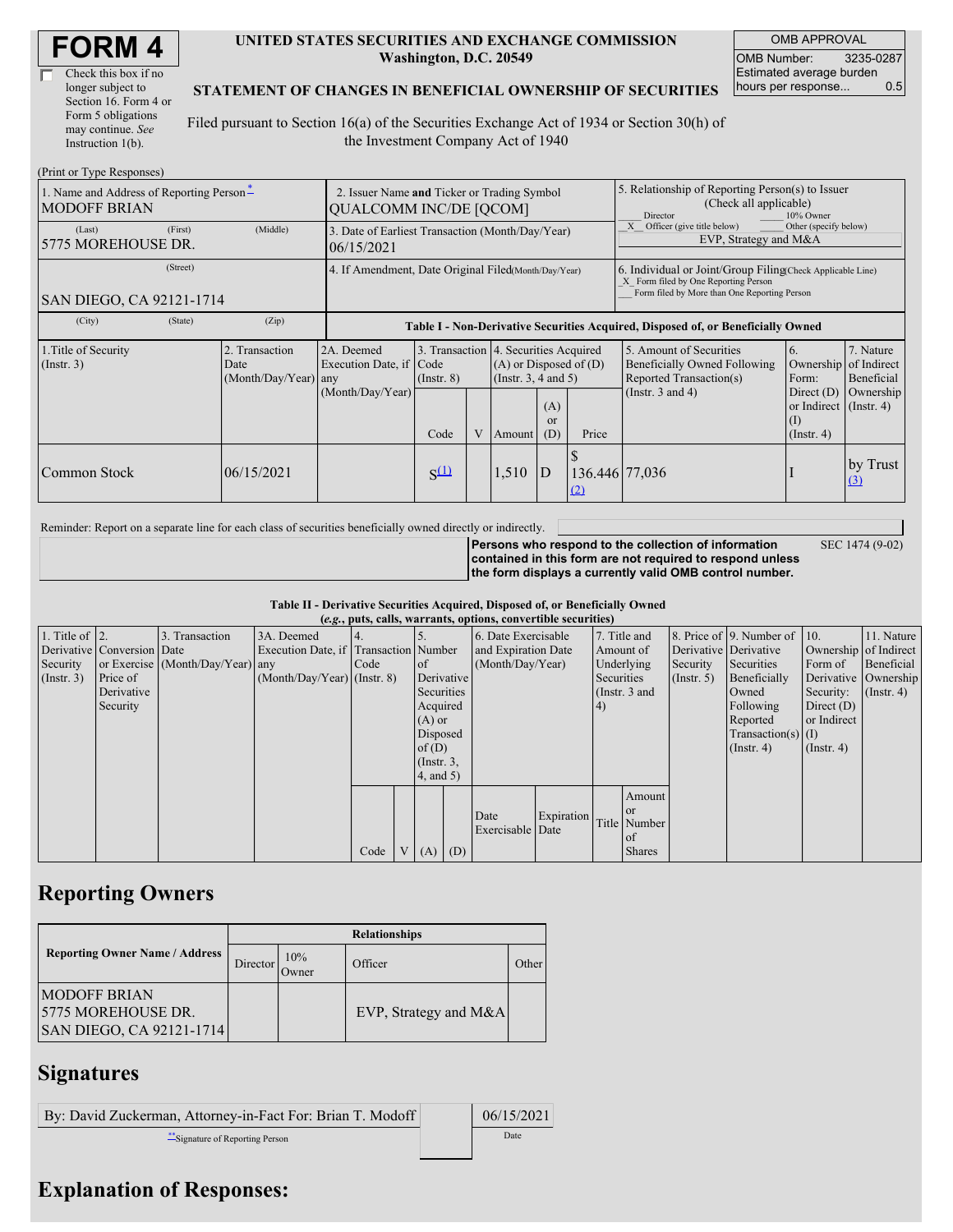# FORM 4

☐ Check this box if no longer subject to Section 16. Form 4 or Form 5 obligations may continue. *See* Instruction 1(b).

**UNITED STATES SECURITIES AND EXCHANGE COMMISSION**
**Washington, D.C. 20549**

**STATEMENT OF CHANGES IN BENEFICIAL OWNERSHIP OF SECURITIES**

Filed pursuant to Section 16(a) of the Securities Exchange Act of 1934 or Section 30(h) of the Investment Company Act of 1940

| OMB APPROVAL | |
|---|---|
| OMB Number: | 3235-0287 |
| Estimated average burden hours per response... | 0.5 |

(Print or Type Responses)

| 1. Name and Address of Reporting Person* | 2. Issuer Name and Ticker or Trading Symbol | 5. Relationship of Reporting Person(s) to Issuer (Check all applicable) |
|---|---|---|
| MODOFF BRIAN | QUALCOMM INC/DE [QCOM] | ___ Director ___ 10% Owner |
| (Last) (First) (Middle) 5775 MOREHOUSE DR. | 3. Date of Earliest Transaction (Month/Day/Year) 06/15/2021 | _X_ Officer (give title below) ___ Other (specify below) EVP, Strategy and M&A |
| (Street) SAN DIEGO, CA 92121-1714 | 4. If Amendment, Date Original Filed(Month/Day/Year) | 6. Individual or Joint/Group Filing(Check Applicable Line) _X_ Form filed by One Reporting Person ___ Form filed by More than One Reporting Person |
| (City) (State) (Zip) | | |

**Table I - Non-Derivative Securities Acquired, Disposed of, or Beneficially Owned**

| 1.Title of Security (Instr. 3) | 2. Transaction Date (Month/Day/Year) | 2A. Deemed Execution Date, if any (Month/Day/Year) | 3. Transaction Code (Instr. 8) | | 4. Securities Acquired (A) or Disposed of (D) (Instr. 3, 4 and 5) | | | 5. Amount of Securities Beneficially Owned Following Reported Transaction(s) (Instr. 3 and 4) | 6. Ownership Form: Direct (D) or Indirect (I) (Instr. 4) | 7. Nature of Indirect Beneficial Ownership (Instr. 4) |
|---|---|---|---|---|---|---|---|---|---|---|
| | | | Code | V | Amount | (A) or (D) | Price | | | |
| Common Stock | 06/15/2021 | | S [(1)] | | 1,510 | D | $ 136.446 [(2)] | 77,036 | I | by Trust [(3)] |

Reminder: Report on a separate line for each class of securities beneficially owned directly or indirectly.

**Persons who respond to the collection of information contained in this form are not required to respond unless the form displays a currently valid OMB control number.** SEC 1474 (9-02)

**Table II - Derivative Securities Acquired, Disposed of, or Beneficially Owned**
***(e.g., puts, calls, warrants, options, convertible securities)***

| 1. Title of Derivative Security (Instr. 3) | 2. Conversion or Exercise Price of Derivative Security | 3. Transaction Date (Month/Day/Year) | 3A. Deemed Execution Date, if any (Month/Day/Year) | 4. Transaction Code (Instr. 8) | | 5. Number of Derivative Securities Acquired (A) or Disposed of (D) (Instr. 3, 4, and 5) | | 6. Date Exercisable and Expiration Date (Month/Day/Year) | | 7. Title and Amount of Underlying Securities (Instr. 3 and 4) | | 8. Price of Derivative Security (Instr. 5) | 9. Number of Derivative Securities Beneficially Owned Following Reported Transaction(s) (Instr. 4) | 10. Ownership Form of Derivative Security: Direct (D) or Indirect (I) (Instr. 4) | 11. Nature of Indirect Beneficial Ownership (Instr. 4) |
|---|---|---|---|---|---|---|---|---|---|---|---|---|---|---|---|
| | | | | Code | V | (A) | (D) | Date Exercisable | Expiration Date | Title | Amount or Number of Shares | | | | |

## Reporting Owners

| Reporting Owner Name / Address | Relationships | | | |
|---|---|---|---|---|
| | Director | 10% Owner | Officer | Other |
| MODOFF BRIAN 5775 MOREHOUSE DR. SAN DIEGO, CA 92121-1714 | | | EVP, Strategy and M&A | |

## Signatures

| By: David Zuckerman, Attorney-in-Fact For: Brian T. Modoff | 06/15/2021 |
|---|---|
| **Signature of Reporting Person | Date |

## Explanation of Responses: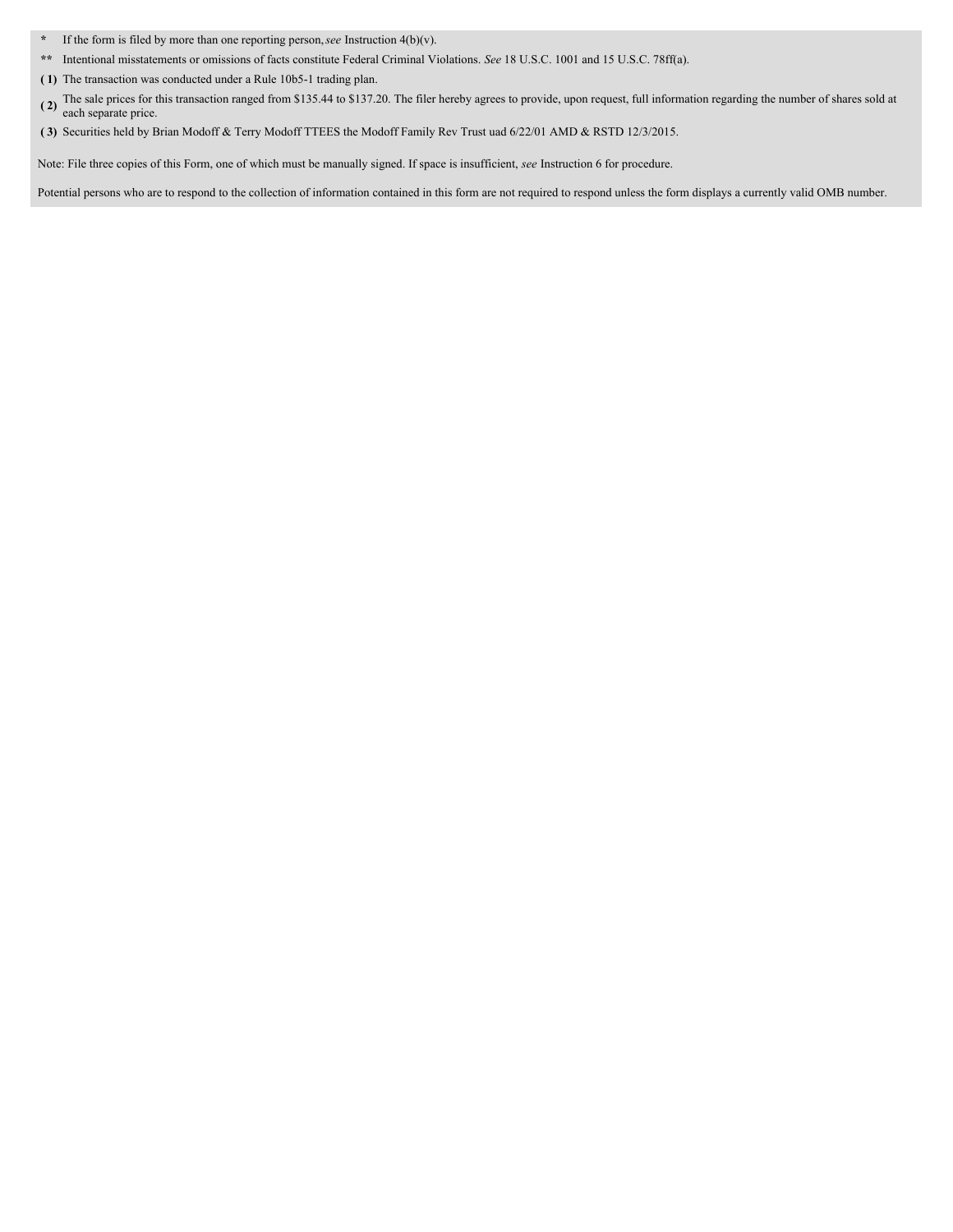\* If the form is filed by more than one reporting person, *see* Instruction 4(b)(v).

\*\* Intentional misstatements or omissions of facts constitute Federal Criminal Violations. *See* 18 U.S.C. 1001 and 15 U.S.C. 78ff(a).

**( 1)** The transaction was conducted under a Rule 10b5-1 trading plan.

**( 2)** The sale prices for this transaction ranged from $135.44 to $137.20. The filer hereby agrees to provide, upon request, full information regarding the number of shares sold at each separate price.

**( 3)** Securities held by Brian Modoff & Terry Modoff TTEES the Modoff Family Rev Trust uad 6/22/01 AMD & RSTD 12/3/2015.

Note: File three copies of this Form, one of which must be manually signed. If space is insufficient, *see* Instruction 6 for procedure.

Potential persons who are to respond to the collection of information contained in this form are not required to respond unless the form displays a currently valid OMB number.